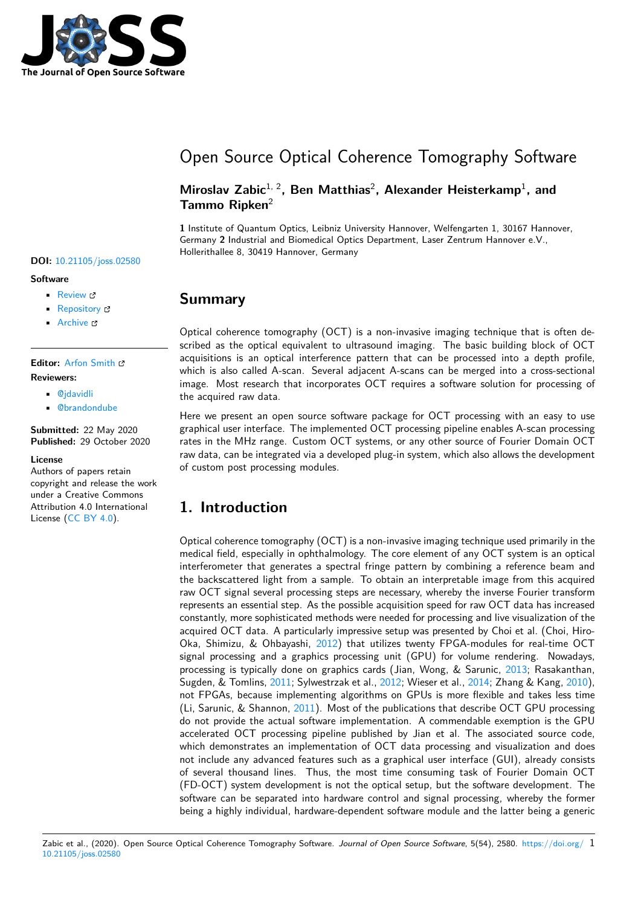# Open Source Optical Coherence Tomography Software

**Miroslav Zabic**[1, 2]**, Ben Matthias**[2]**, Alexander Heisterkamp**[1]**, and Tammo Ripken**[2]

**1** Institute of Quantum Optics, Leibniz University Hannover, Welfengarten 1, 30167 Hannover, Germany **2** Industrial and Biomedical Optics Department, Laser Zentrum Hannover e.V., Hollerithallee 8, 30419 Hannover, Germany

**DOI:** 10.21105/joss.02580

**Software**

- Review
- Repository
- Archive

**Editor:** Arfon Smith

**Reviewers:**

- @jdavidli
- @brandondube

**Submitted:** 22 May 2020
**Published:** 29 October 2020

**License**
Authors of papers retain copyright and release the work under a Creative Commons Attribution 4.0 International License (CC BY 4.0).

## Summary

Optical coherence tomography (OCT) is a non-invasive imaging technique that is often described as the optical equivalent to ultrasound imaging. The basic building block of OCT acquisitions is an optical interference pattern that can be processed into a depth profile, which is also called A-scan. Several adjacent A-scans can be merged into a cross-sectional image. Most research that incorporates OCT requires a software solution for processing of the acquired raw data.

Here we present an open source software package for OCT processing with an easy to use graphical user interface. The implemented OCT processing pipeline enables A-scan processing rates in the MHz range. Custom OCT systems, or any other source of Fourier Domain OCT raw data, can be integrated via a developed plug-in system, which also allows the development of custom post processing modules.

## 1. Introduction

Optical coherence tomography (OCT) is a non-invasive imaging technique used primarily in the medical field, especially in ophthalmology. The core element of any OCT system is an optical interferometer that generates a spectral fringe pattern by combining a reference beam and the backscattered light from a sample. To obtain an interpretable image from this acquired raw OCT signal several processing steps are necessary, whereby the inverse Fourier transform represents an essential step. As the possible acquisition speed for raw OCT data has increased constantly, more sophisticated methods were needed for processing and live visualization of the acquired OCT data. A particularly impressive setup was presented by Choi et al. (Choi, Hiro-Oka, Shimizu, & Ohbayashi, 2012) that utilizes twenty FPGA-modules for real-time OCT signal processing and a graphics processing unit (GPU) for volume rendering. Nowadays, processing is typically done on graphics cards (Jian, Wong, & Sarunic, 2013; Rasakanthan, Sugden, & Tomlins, 2011; Sylwestrzak et al., 2012; Wieser et al., 2014; Zhang & Kang, 2010), not FPGAs, because implementing algorithms on GPUs is more flexible and takes less time (Li, Sarunic, & Shannon, 2011). Most of the publications that describe OCT GPU processing do not provide the actual software implementation. A commendable exemption is the GPU accelerated OCT processing pipeline published by Jian et al. The associated source code, which demonstrates an implementation of OCT data processing and visualization and does not include any advanced features such as a graphical user interface (GUI), already consists of several thousand lines. Thus, the most time consuming task of Fourier Domain OCT (FD-OCT) system development is not the optical setup, but the software development. The software can be separated into hardware control and signal processing, whereby the former being a highly individual, hardware-dependent software module and the latter being a generic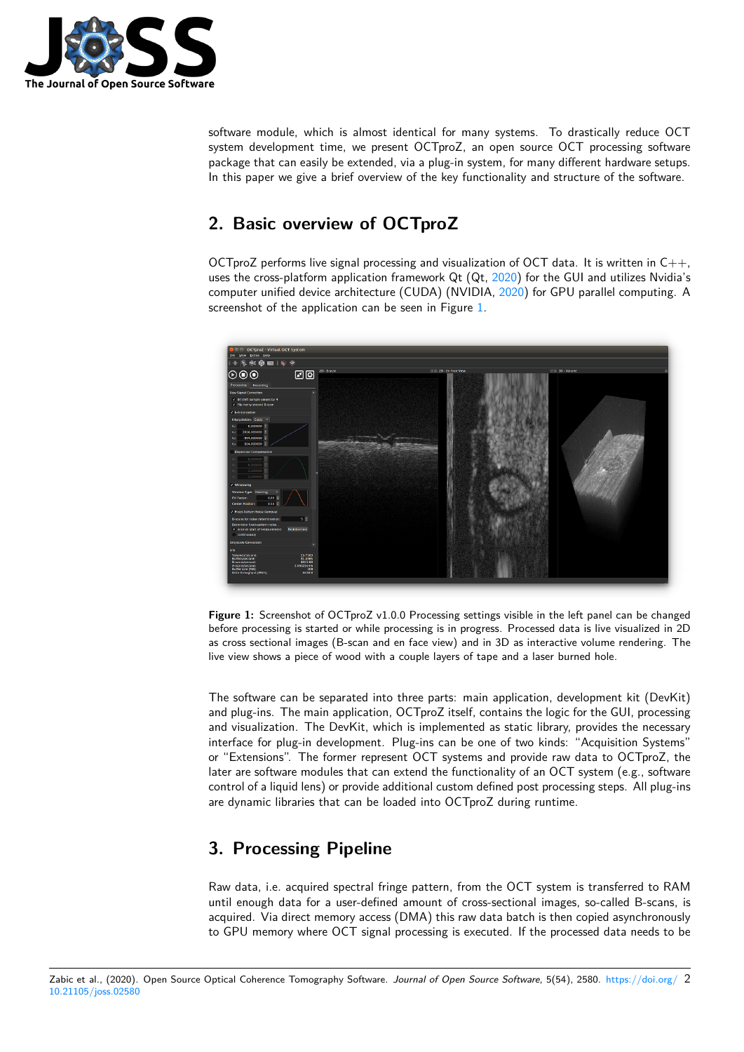software module, which is almost identical for many systems. To drastically reduce OCT system development time, we present OCTproZ, an open source OCT processing software package that can easily be extended, via a plug-in system, for many different hardware setups. In this paper we give a brief overview of the key functionality and structure of the software.

## 2. Basic overview of OCTproZ

OCTproZ performs live signal processing and visualization of OCT data. It is written in C++, uses the cross-platform application framework Qt (Qt, 2020) for the GUI and utilizes Nvidia's computer unified device architecture (CUDA) (NVIDIA, 2020) for GPU parallel computing. A screenshot of the application can be seen in Figure 1.

**Figure 1:** Screenshot of OCTproZ v1.0.0 Processing settings visible in the left panel can be changed before processing is started or while processing is in progress. Processed data is live visualized in 2D as cross sectional images (B-scan and en face view) and in 3D as interactive volume rendering. The live view shows a piece of wood with a couple layers of tape and a laser burned hole.

The software can be separated into three parts: main application, development kit (DevKit) and plug-ins. The main application, OCTproZ itself, contains the logic for the GUI, processing and visualization. The DevKit, which is implemented as static library, provides the necessary interface for plug-in development. Plug-ins can be one of two kinds: "Acquisition Systems" or "Extensions". The former represent OCT systems and provide raw data to OCTproZ, the later are software modules that can extend the functionality of an OCT system (e.g., software control of a liquid lens) or provide additional custom defined post processing steps. All plug-ins are dynamic libraries that can be loaded into OCTproZ during runtime.

## 3. Processing Pipeline

Raw data, i.e. acquired spectral fringe pattern, from the OCT system is transferred to RAM until enough data for a user-defined amount of cross-sectional images, so-called B-scans, is acquired. Via direct memory access (DMA) this raw data batch is then copied asynchronously to GPU memory where OCT signal processing is executed. If the processed data needs to be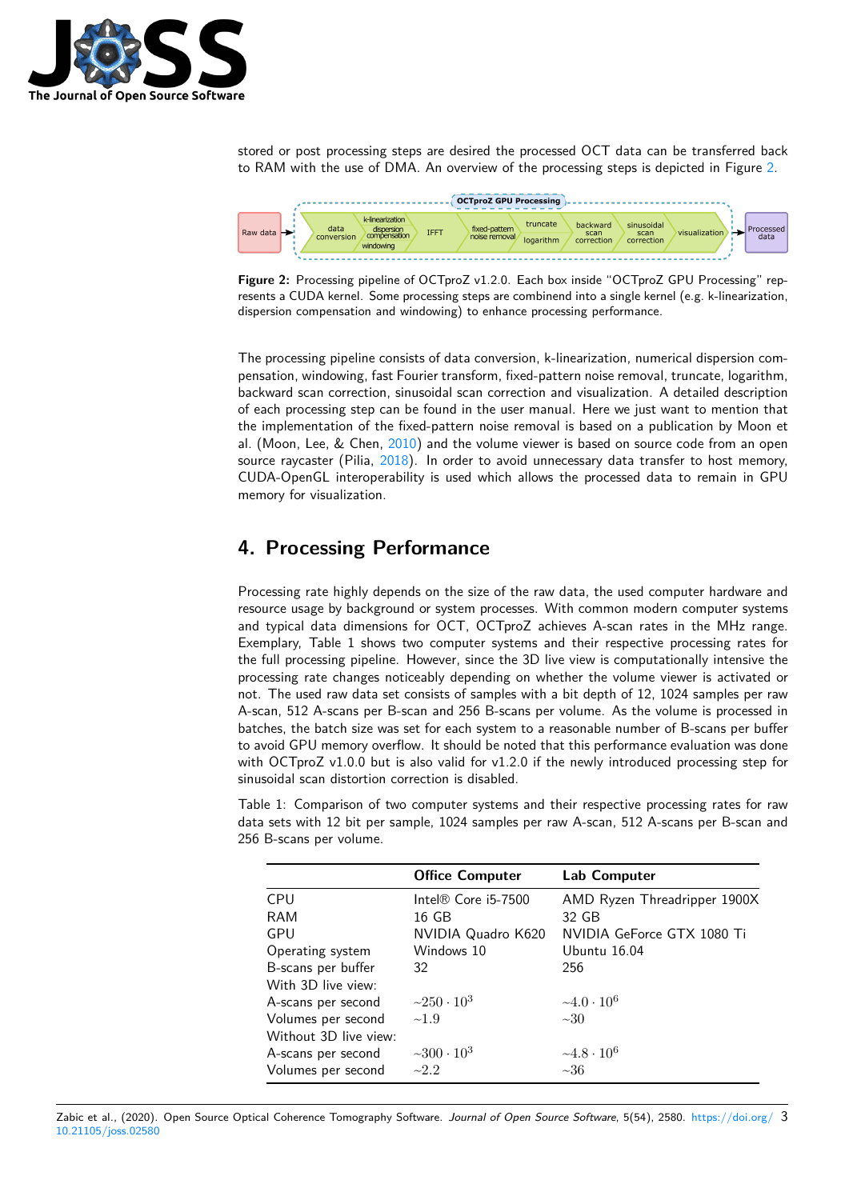stored or post processing steps are desired the processed OCT data can be transferred back to RAM with the use of DMA. An overview of the processing steps is depicted in Figure 2.

**Figure 2:** Processing pipeline of OCTproZ v1.2.0. Each box inside "OCTproZ GPU Processing" represents a CUDA kernel. Some processing steps are combinend into a single kernel (e.g. k-linearization, dispersion compensation and windowing) to enhance processing performance.

The processing pipeline consists of data conversion, k-linearization, numerical dispersion compensation, windowing, fast Fourier transform, fixed-pattern noise removal, truncate, logarithm, backward scan correction, sinusoidal scan correction and visualization. A detailed description of each processing step can be found in the user manual. Here we just want to mention that the implementation of the fixed-pattern noise removal is based on a publication by Moon et al. (Moon, Lee, & Chen, 2010) and the volume viewer is based on source code from an open source raycaster (Pilia, 2018). In order to avoid unnecessary data transfer to host memory, CUDA-OpenGL interoperability is used which allows the processed data to remain in GPU memory for visualization.

## 4. Processing Performance

Processing rate highly depends on the size of the raw data, the used computer hardware and resource usage by background or system processes. With common modern computer systems and typical data dimensions for OCT, OCTproZ achieves A-scan rates in the MHz range. Exemplary, Table 1 shows two computer systems and their respective processing rates for the full processing pipeline. However, since the 3D live view is computationally intensive the processing rate changes noticeably depending on whether the volume viewer is activated or not. The used raw data set consists of samples with a bit depth of 12, 1024 samples per raw A-scan, 512 A-scans per B-scan and 256 B-scans per volume. As the volume is processed in batches, the batch size was set for each system to a reasonable number of B-scans per buffer to avoid GPU memory overflow. It should be noted that this performance evaluation was done with OCTproZ v1.0.0 but is also valid for v1.2.0 if the newly introduced processing step for sinusoidal scan distortion correction is disabled.

Table 1: Comparison of two computer systems and their respective processing rates for raw data sets with 12 bit per sample, 1024 samples per raw A-scan, 512 A-scans per B-scan and 256 B-scans per volume.

| | **Office Computer** | **Lab Computer** |
|---|---|---|
| CPU | Intel® Core i5-7500 | AMD Ryzen Threadripper 1900X |
| RAM | 16 GB | 32 GB |
| GPU | NVIDIA Quadro K620 | NVIDIA GeForce GTX 1080 Ti |
| Operating system | Windows 10 | Ubuntu 16.04 |
| B-scans per buffer | 32 | 256 |
| With 3D live view: | | |
| A-scans per second | $\sim 250 \cdot 10^3$ | $\sim 4.0 \cdot 10^6$ |
| Volumes per second | $\sim 1.9$ | $\sim 30$ |
| Without 3D live view: | | |
| A-scans per second | $\sim 300 \cdot 10^3$ | $\sim 4.8 \cdot 10^6$ |
| Volumes per second | $\sim 2.2$ | $\sim 36$ |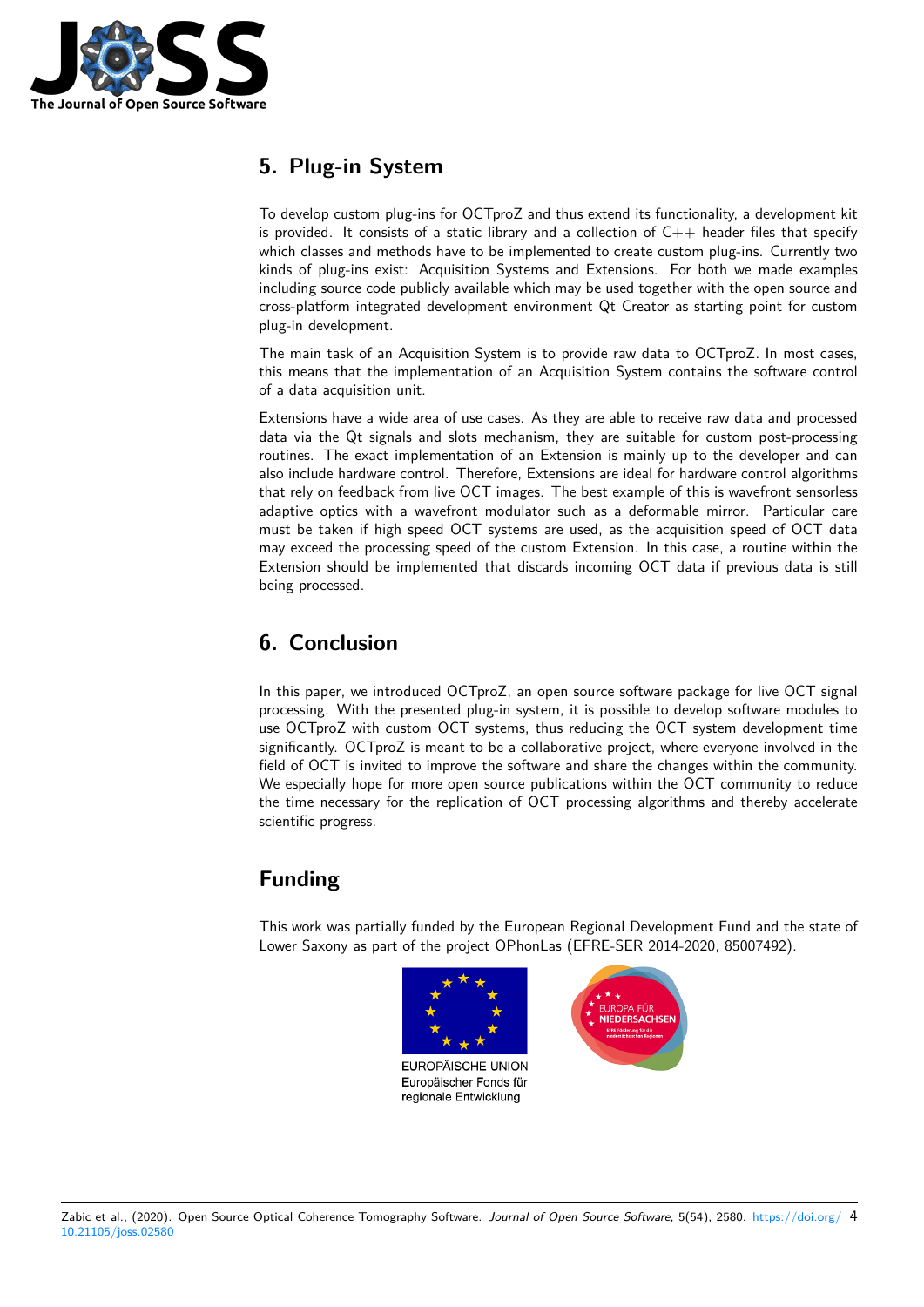## 5. Plug-in System

To develop custom plug-ins for OCTproZ and thus extend its functionality, a development kit is provided. It consists of a static library and a collection of C++ header files that specify which classes and methods have to be implemented to create custom plug-ins. Currently two kinds of plug-ins exist: Acquisition Systems and Extensions. For both we made examples including source code publicly available which may be used together with the open source and cross-platform integrated development environment Qt Creator as starting point for custom plug-in development.

The main task of an Acquisition System is to provide raw data to OCTproZ. In most cases, this means that the implementation of an Acquisition System contains the software control of a data acquisition unit.

Extensions have a wide area of use cases. As they are able to receive raw data and processed data via the Qt signals and slots mechanism, they are suitable for custom post-processing routines. The exact implementation of an Extension is mainly up to the developer and can also include hardware control. Therefore, Extensions are ideal for hardware control algorithms that rely on feedback from live OCT images. The best example of this is wavefront sensorless adaptive optics with a wavefront modulator such as a deformable mirror. Particular care must be taken if high speed OCT systems are used, as the acquisition speed of OCT data may exceed the processing speed of the custom Extension. In this case, a routine within the Extension should be implemented that discards incoming OCT data if previous data is still being processed.

## 6. Conclusion

In this paper, we introduced OCTproZ, an open source software package for live OCT signal processing. With the presented plug-in system, it is possible to develop software modules to use OCTproZ with custom OCT systems, thus reducing the OCT system development time significantly. OCTproZ is meant to be a collaborative project, where everyone involved in the field of OCT is invited to improve the software and share the changes within the community. We especially hope for more open source publications within the OCT community to reduce the time necessary for the replication of OCT processing algorithms and thereby accelerate scientific progress.

## Funding

This work was partially funded by the European Regional Development Fund and the state of Lower Saxony as part of the project OPhonLas (EFRE-SER 2014-2020, 85007492).

EUROPÄISCHE UNION
Europäischer Fonds für regionale Entwicklung

EUROPA FÜR NIEDERSACHSEN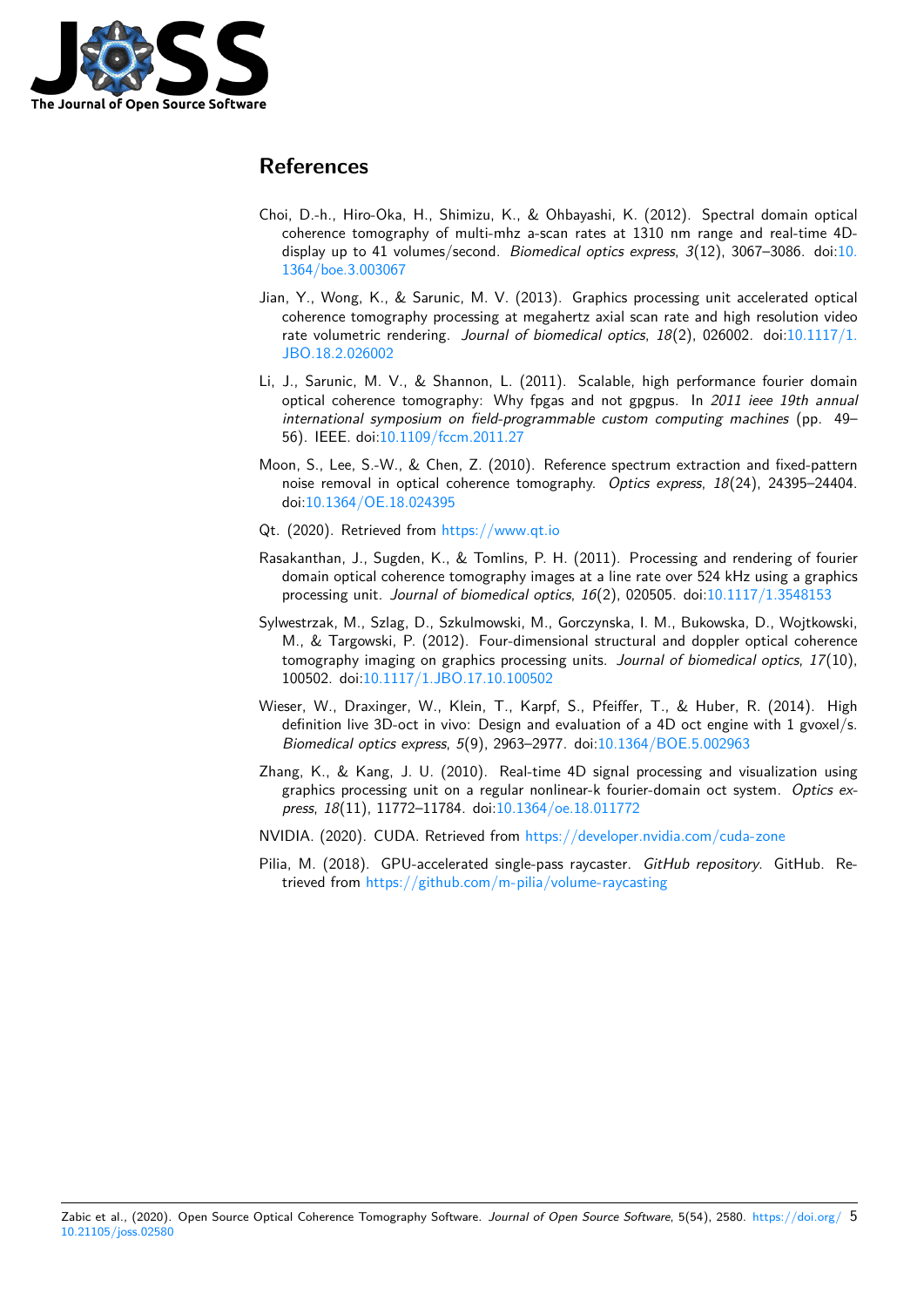## References

Choi, D.-h., Hiro-Oka, H., Shimizu, K., & Ohbayashi, K. (2012). Spectral domain optical coherence tomography of multi-mhz a-scan rates at 1310 nm range and real-time 4D-display up to 41 volumes/second. *Biomedical optics express*, *3*(12), 3067–3086. doi:10.1364/boe.3.003067

Jian, Y., Wong, K., & Sarunic, M. V. (2013). Graphics processing unit accelerated optical coherence tomography processing at megahertz axial scan rate and high resolution video rate volumetric rendering. *Journal of biomedical optics*, *18*(2), 026002. doi:10.1117/1.JBO.18.2.026002

Li, J., Sarunic, M. V., & Shannon, L. (2011). Scalable, high performance fourier domain optical coherence tomography: Why fpgas and not gpgpus. In *2011 ieee 19th annual international symposium on field-programmable custom computing machines* (pp. 49–56). IEEE. doi:10.1109/fccm.2011.27

Moon, S., Lee, S.-W., & Chen, Z. (2010). Reference spectrum extraction and fixed-pattern noise removal in optical coherence tomography. *Optics express*, *18*(24), 24395–24404. doi:10.1364/OE.18.024395

Qt. (2020). Retrieved from https://www.qt.io

Rasakanthan, J., Sugden, K., & Tomlins, P. H. (2011). Processing and rendering of fourier domain optical coherence tomography images at a line rate over 524 kHz using a graphics processing unit. *Journal of biomedical optics*, *16*(2), 020505. doi:10.1117/1.3548153

Sylwestrzak, M., Szlag, D., Szkulmowski, M., Gorczynska, I. M., Bukowska, D., Wojtkowski, M., & Targowski, P. (2012). Four-dimensional structural and doppler optical coherence tomography imaging on graphics processing units. *Journal of biomedical optics*, *17*(10), 100502. doi:10.1117/1.JBO.17.10.100502

Wieser, W., Draxinger, W., Klein, T., Karpf, S., Pfeiffer, T., & Huber, R. (2014). High definition live 3D-oct in vivo: Design and evaluation of a 4D oct engine with 1 gvoxel/s. *Biomedical optics express*, *5*(9), 2963–2977. doi:10.1364/BOE.5.002963

Zhang, K., & Kang, J. U. (2010). Real-time 4D signal processing and visualization using graphics processing unit on a regular nonlinear-k fourier-domain oct system. *Optics express*, *18*(11), 11772–11784. doi:10.1364/oe.18.011772

NVIDIA. (2020). CUDA. Retrieved from https://developer.nvidia.com/cuda-zone

Pilia, M. (2018). GPU-accelerated single-pass raycaster. *GitHub repository*. GitHub. Retrieved from https://github.com/m-pilia/volume-raycasting